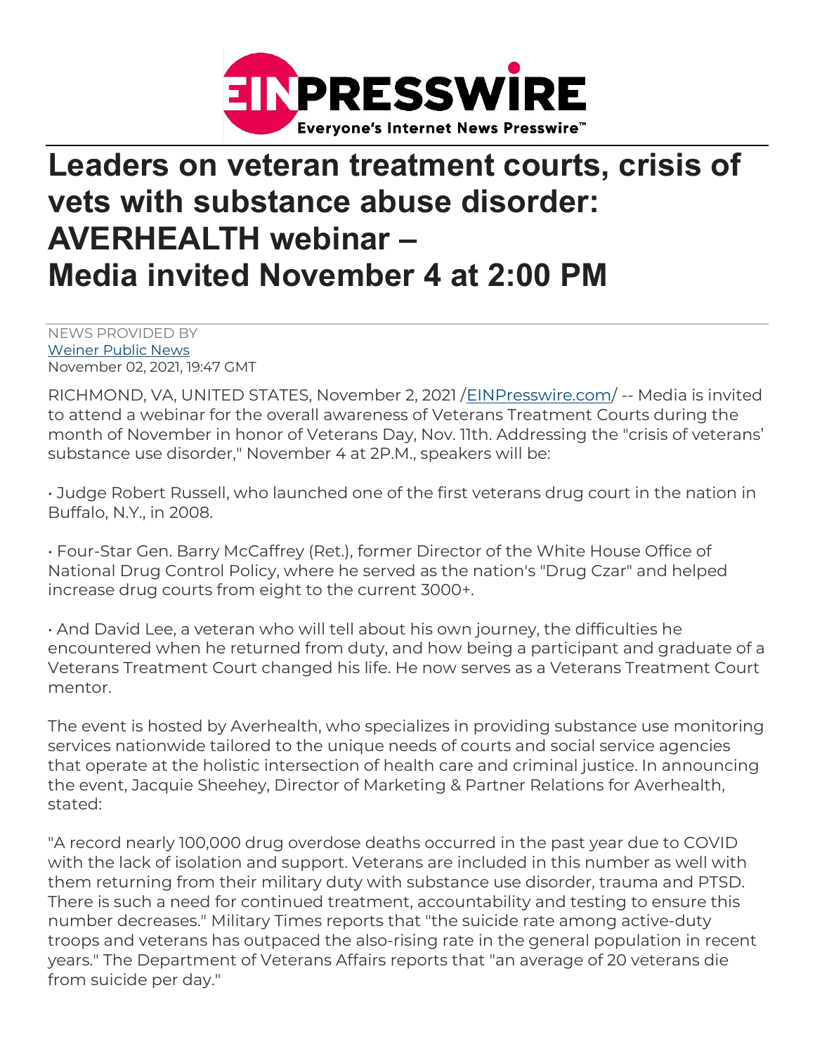# Leaders on veteran treatment courts, crisis of vets with substance abuse disorder: AVERHEALTH webinar – Media invited November 4 at 2:00 PM

NEWS PROVIDED BY
Weiner Public News
November 02, 2021, 19:47 GMT

RICHMOND, VA, UNITED STATES, November 2, 2021 /EINPresswire.com/ -- Media is invited to attend a webinar for the overall awareness of Veterans Treatment Courts during the month of November in honor of Veterans Day, Nov. 11th. Addressing the "crisis of veterans' substance use disorder," November 4 at 2P.M., speakers will be:

• Judge Robert Russell, who launched one of the first veterans drug court in the nation in Buffalo, N.Y., in 2008.

• Four-Star Gen. Barry McCaffrey (Ret.), former Director of the White House Office of National Drug Control Policy, where he served as the nation's "Drug Czar" and helped increase drug courts from eight to the current 3000+.

• And David Lee, a veteran who will tell about his own journey, the difficulties he encountered when he returned from duty, and how being a participant and graduate of a Veterans Treatment Court changed his life. He now serves as a Veterans Treatment Court mentor.

The event is hosted by Averhealth, who specializes in providing substance use monitoring services nationwide tailored to the unique needs of courts and social service agencies that operate at the holistic intersection of health care and criminal justice. In announcing the event, Jacquie Sheehey, Director of Marketing & Partner Relations for Averhealth, stated:

"A record nearly 100,000 drug overdose deaths occurred in the past year due to COVID with the lack of isolation and support. Veterans are included in this number as well with them returning from their military duty with substance use disorder, trauma and PTSD. There is such a need for continued treatment, accountability and testing to ensure this number decreases." Military Times reports that "the suicide rate among active-duty troops and veterans has outpaced the also-rising rate in the general population in recent years." The Department of Veterans Affairs reports that "an average of 20 veterans die from suicide per day."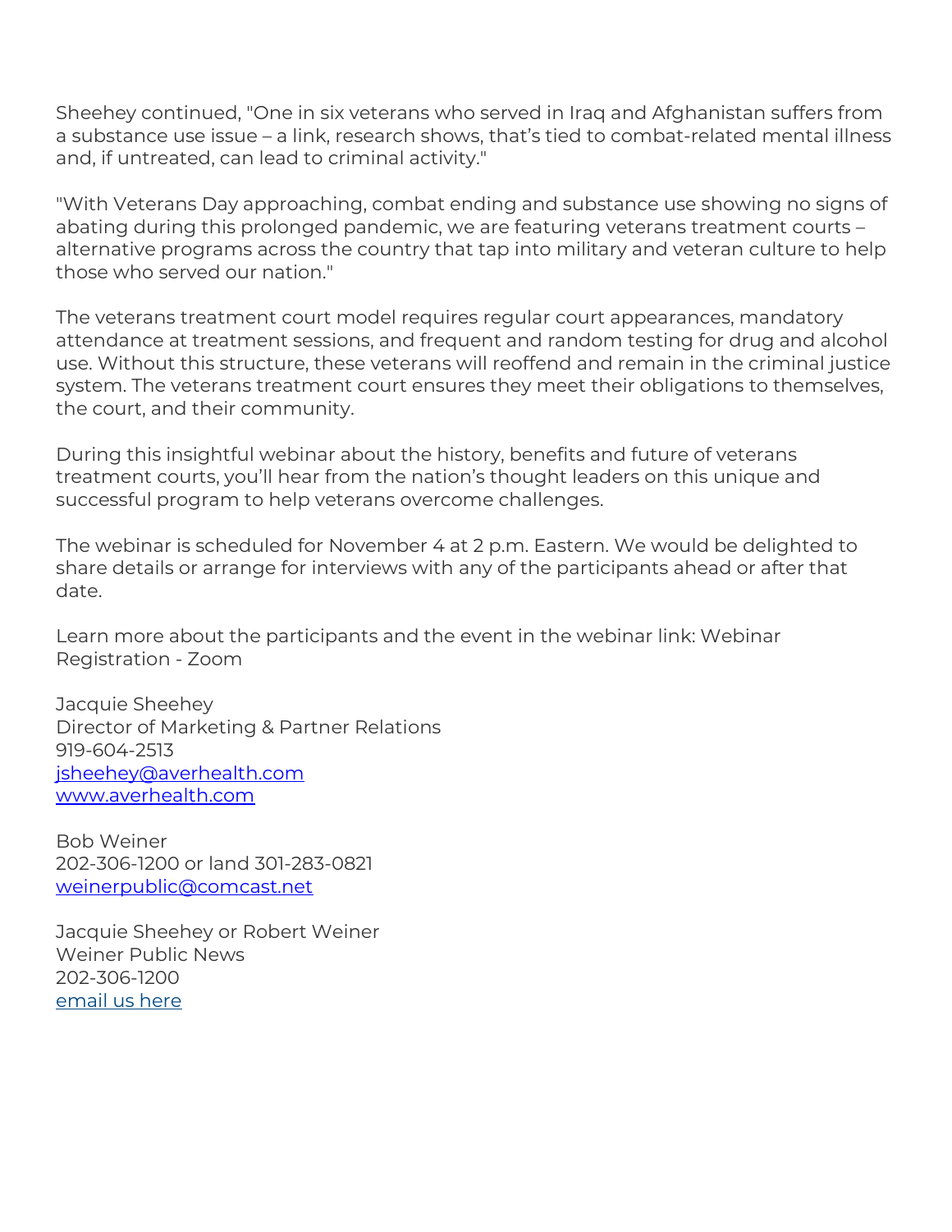Sheehey continued, "One in six veterans who served in Iraq and Afghanistan suffers from a substance use issue – a link, research shows, that's tied to combat-related mental illness and, if untreated, can lead to criminal activity."

"With Veterans Day approaching, combat ending and substance use showing no signs of abating during this prolonged pandemic, we are featuring veterans treatment courts – alternative programs across the country that tap into military and veteran culture to help those who served our nation."

The veterans treatment court model requires regular court appearances, mandatory attendance at treatment sessions, and frequent and random testing for drug and alcohol use. Without this structure, these veterans will reoffend and remain in the criminal justice system. The veterans treatment court ensures they meet their obligations to themselves, the court, and their community.

During this insightful webinar about the history, benefits and future of veterans treatment courts, you'll hear from the nation's thought leaders on this unique and successful program to help veterans overcome challenges.

The webinar is scheduled for November 4 at 2 p.m. Eastern. We would be delighted to share details or arrange for interviews with any of the participants ahead or after that date.

Learn more about the participants and the event in the webinar link: Webinar Registration - Zoom

Jacquie Sheehey
Director of Marketing & Partner Relations
919-604-2513
jsheehey@averhealth.com
www.averhealth.com

Bob Weiner
202-306-1200 or land 301-283-0821
weinerpublic@comcast.net

Jacquie Sheehey or Robert Weiner
Weiner Public News
202-306-1200
email us here